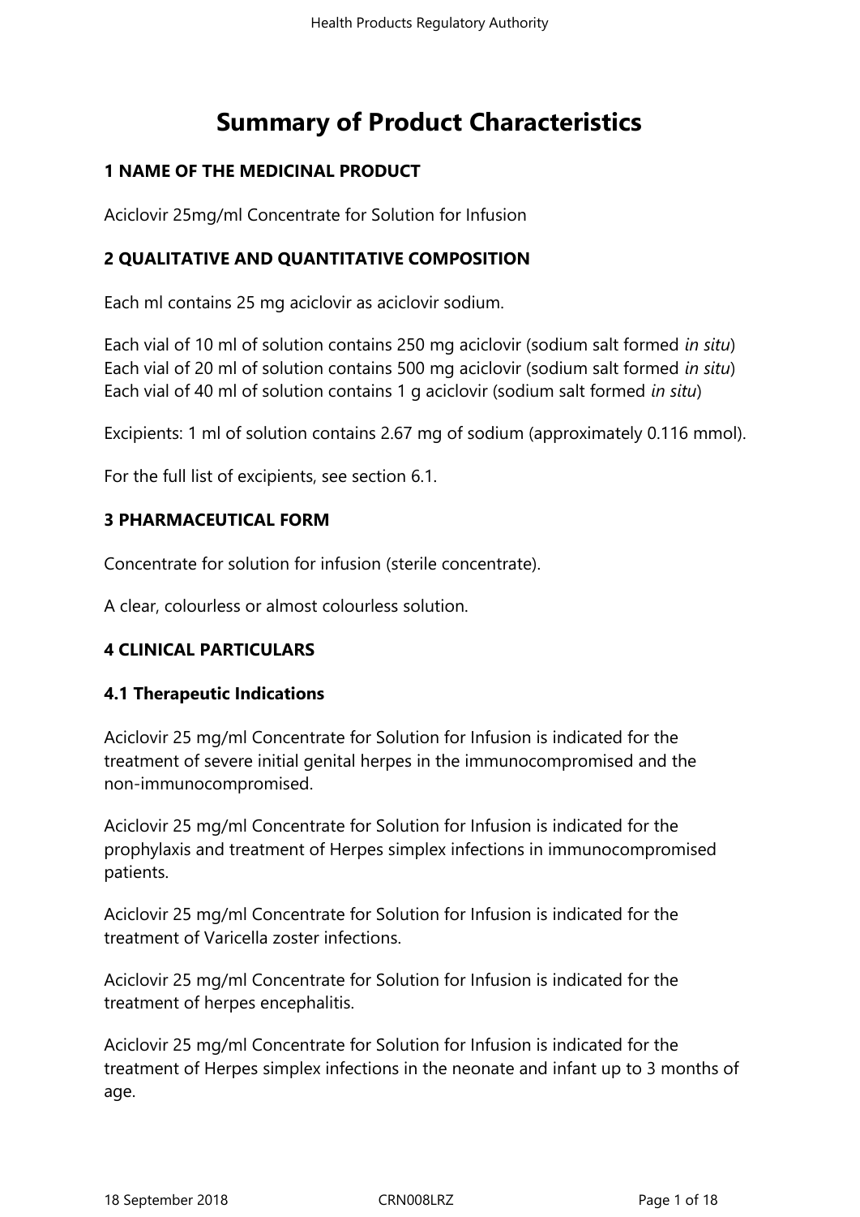# Summary of Product Characteristics

## 1 NAME OF THE MEDICINAL PRODUCT

Aciclovir 25mg/ml Concentrate for Solution for Infusion

## 2 QUALITATIVE AND QUANTITATIVE COMPOSITION

Each ml contains 25 mg aciclovir as aciclovir sodium.

Each vial of 10 ml of solution contains 250 mg aciclovir (sodium salt formed *in situ*)
Each vial of 20 ml of solution contains 500 mg aciclovir (sodium salt formed *in situ*)
Each vial of 40 ml of solution contains 1 g aciclovir (sodium salt formed *in situ*)

Excipients: 1 ml of solution contains 2.67 mg of sodium (approximately 0.116 mmol).

For the full list of excipients, see section 6.1.

## 3 PHARMACEUTICAL FORM

Concentrate for solution for infusion (sterile concentrate).

A clear, colourless or almost colourless solution.

## 4 CLINICAL PARTICULARS

### 4.1 Therapeutic Indications

Aciclovir 25 mg/ml Concentrate for Solution for Infusion is indicated for the treatment of severe initial genital herpes in the immunocompromised and the non-immunocompromised.

Aciclovir 25 mg/ml Concentrate for Solution for Infusion is indicated for the prophylaxis and treatment of Herpes simplex infections in immunocompromised patients.

Aciclovir 25 mg/ml Concentrate for Solution for Infusion is indicated for the treatment of Varicella zoster infections.

Aciclovir 25 mg/ml Concentrate for Solution for Infusion is indicated for the treatment of herpes encephalitis.

Aciclovir 25 mg/ml Concentrate for Solution for Infusion is indicated for the treatment of Herpes simplex infections in the neonate and infant up to 3 months of age.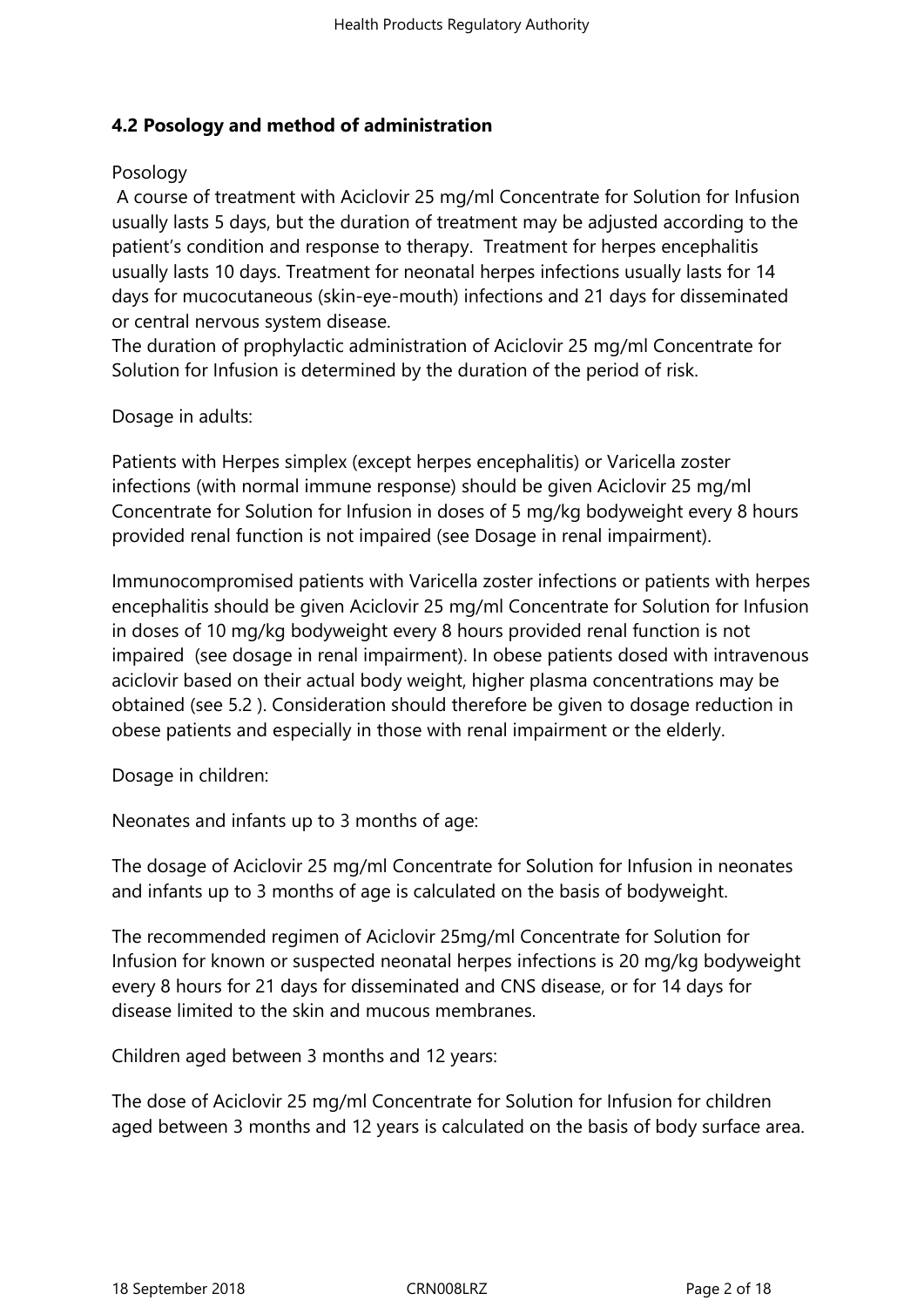## 4.2 Posology and method of administration

Posology

A course of treatment with Aciclovir 25 mg/ml Concentrate for Solution for Infusion usually lasts 5 days, but the duration of treatment may be adjusted according to the patient's condition and response to therapy. Treatment for herpes encephalitis usually lasts 10 days. Treatment for neonatal herpes infections usually lasts for 14 days for mucocutaneous (skin-eye-mouth) infections and 21 days for disseminated or central nervous system disease.
The duration of prophylactic administration of Aciclovir 25 mg/ml Concentrate for Solution for Infusion is determined by the duration of the period of risk.

Dosage in adults:

Patients with Herpes simplex (except herpes encephalitis) or Varicella zoster infections (with normal immune response) should be given Aciclovir 25 mg/ml Concentrate for Solution for Infusion in doses of 5 mg/kg bodyweight every 8 hours provided renal function is not impaired (see Dosage in renal impairment).

Immunocompromised patients with Varicella zoster infections or patients with herpes encephalitis should be given Aciclovir 25 mg/ml Concentrate for Solution for Infusion in doses of 10 mg/kg bodyweight every 8 hours provided renal function is not impaired (see dosage in renal impairment). In obese patients dosed with intravenous aciclovir based on their actual body weight, higher plasma concentrations may be obtained (see 5.2 ). Consideration should therefore be given to dosage reduction in obese patients and especially in those with renal impairment or the elderly.

Dosage in children:

Neonates and infants up to 3 months of age:

The dosage of Aciclovir 25 mg/ml Concentrate for Solution for Infusion in neonates and infants up to 3 months of age is calculated on the basis of bodyweight.

The recommended regimen of Aciclovir 25mg/ml Concentrate for Solution for Infusion for known or suspected neonatal herpes infections is 20 mg/kg bodyweight every 8 hours for 21 days for disseminated and CNS disease, or for 14 days for disease limited to the skin and mucous membranes.

Children aged between 3 months and 12 years:

The dose of Aciclovir 25 mg/ml Concentrate for Solution for Infusion for children aged between 3 months and 12 years is calculated on the basis of body surface area.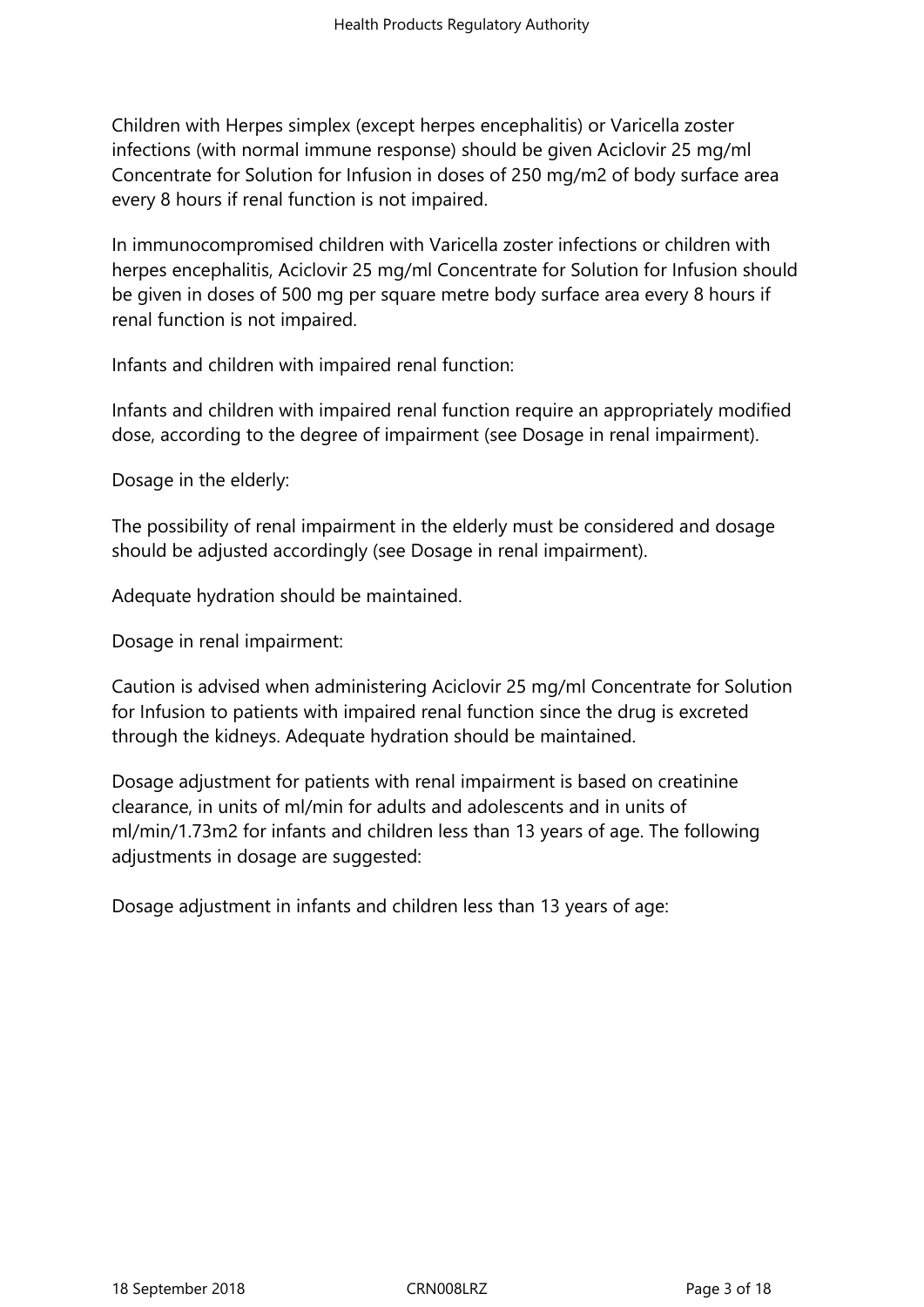Children with Herpes simplex (except herpes encephalitis) or Varicella zoster infections (with normal immune response) should be given Aciclovir 25 mg/ml Concentrate for Solution for Infusion in doses of 250 mg/m2 of body surface area every 8 hours if renal function is not impaired.

In immunocompromised children with Varicella zoster infections or children with herpes encephalitis, Aciclovir 25 mg/ml Concentrate for Solution for Infusion should be given in doses of 500 mg per square metre body surface area every 8 hours if renal function is not impaired.

Infants and children with impaired renal function:

Infants and children with impaired renal function require an appropriately modified dose, according to the degree of impairment (see Dosage in renal impairment).

Dosage in the elderly:

The possibility of renal impairment in the elderly must be considered and dosage should be adjusted accordingly (see Dosage in renal impairment).

Adequate hydration should be maintained.

Dosage in renal impairment:

Caution is advised when administering Aciclovir 25 mg/ml Concentrate for Solution for Infusion to patients with impaired renal function since the drug is excreted through the kidneys. Adequate hydration should be maintained.

Dosage adjustment for patients with renal impairment is based on creatinine clearance, in units of ml/min for adults and adolescents and in units of ml/min/1.73m2 for infants and children less than 13 years of age. The following adjustments in dosage are suggested:

Dosage adjustment in infants and children less than 13 years of age: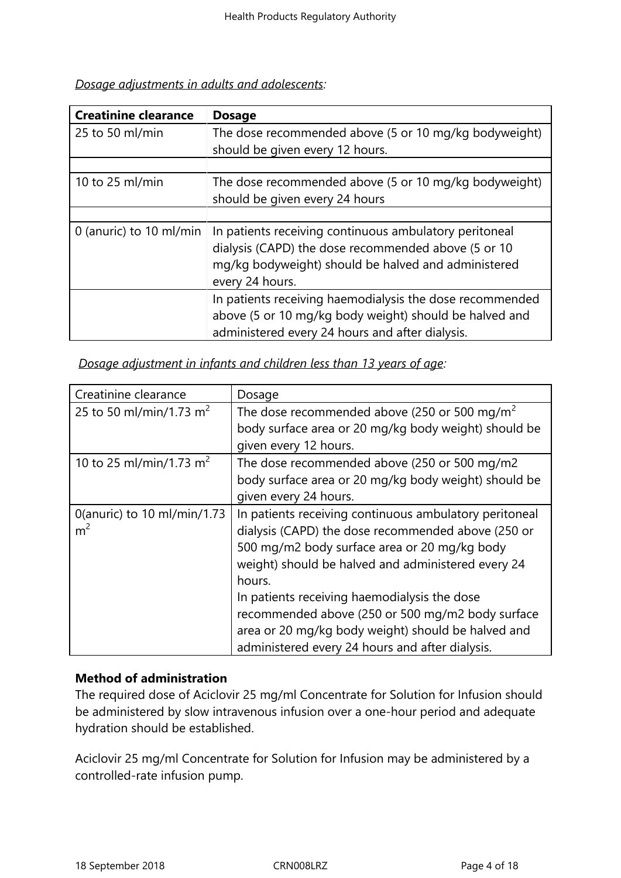*Dosage adjustments in adults and adolescents:*

| Creatinine clearance | Dosage |
|---|---|
| 25 to 50 ml/min | The dose recommended above (5 or 10 mg/kg bodyweight) should be given every 12 hours. |
| | |
| 10 to 25 ml/min | The dose recommended above (5 or 10 mg/kg bodyweight) should be given every 24 hours |
| | |
| 0 (anuric) to 10 ml/min | In patients receiving continuous ambulatory peritoneal dialysis (CAPD) the dose recommended above (5 or 10 mg/kg bodyweight) should be halved and administered every 24 hours. |
| | In patients receiving haemodialysis the dose recommended above (5 or 10 mg/kg body weight) should be halved and administered every 24 hours and after dialysis. |

*Dosage adjustment in infants and children less than 13 years of age:*

| Creatinine clearance | Dosage |
|---|---|
| 25 to 50 ml/min/1.73 $m^2$ | The dose recommended above (250 or 500 mg/$m^2$ body surface area or 20 mg/kg body weight) should be given every 12 hours. |
| 10 to 25 ml/min/1.73 $m^2$ | The dose recommended above (250 or 500 mg/m2 body surface area or 20 mg/kg body weight) should be given every 24 hours. |
| 0(anuric) to 10 ml/min/1.73 $m^2$ | In patients receiving continuous ambulatory peritoneal dialysis (CAPD) the dose recommended above (250 or 500 mg/m2 body surface area or 20 mg/kg body weight) should be halved and administered every 24 hours. In patients receiving haemodialysis the dose recommended above (250 or 500 mg/m2 body surface area or 20 mg/kg body weight) should be halved and administered every 24 hours and after dialysis. |

**Method of administration**

The required dose of Aciclovir 25 mg/ml Concentrate for Solution for Infusion should be administered by slow intravenous infusion over a one-hour period and adequate hydration should be established.

Aciclovir 25 mg/ml Concentrate for Solution for Infusion may be administered by a controlled-rate infusion pump.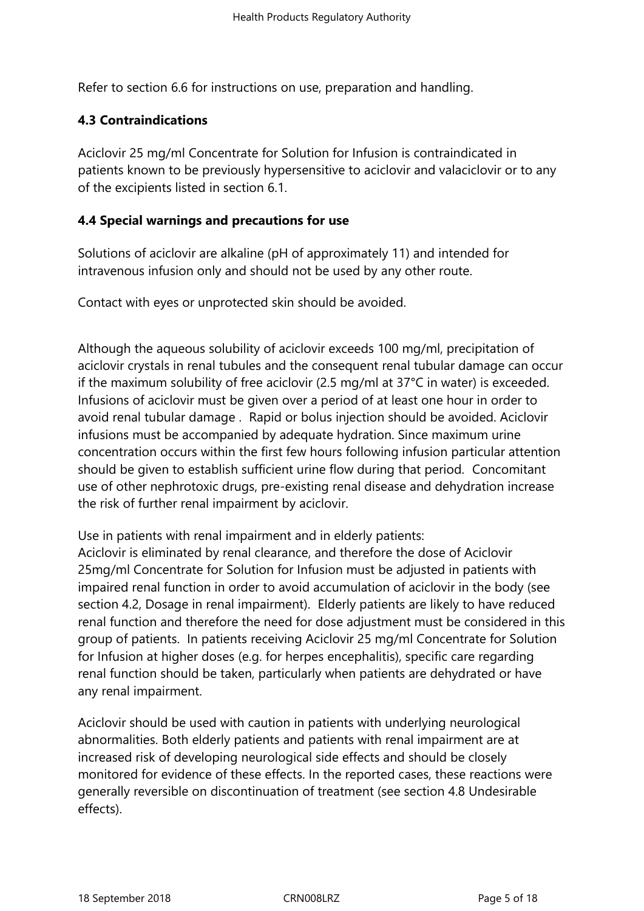Refer to section 6.6 for instructions on use, preparation and handling.

### 4.3 Contraindications

Aciclovir 25 mg/ml Concentrate for Solution for Infusion is contraindicated in patients known to be previously hypersensitive to aciclovir and valaciclovir or to any of the excipients listed in section 6.1.

### 4.4 Special warnings and precautions for use

Solutions of aciclovir are alkaline (pH of approximately 11) and intended for intravenous infusion only and should not be used by any other route.

Contact with eyes or unprotected skin should be avoided.

Although the aqueous solubility of aciclovir exceeds 100 mg/ml, precipitation of aciclovir crystals in renal tubules and the consequent renal tubular damage can occur if the maximum solubility of free aciclovir (2.5 mg/ml at 37°C in water) is exceeded. Infusions of aciclovir must be given over a period of at least one hour in order to avoid renal tubular damage . Rapid or bolus injection should be avoided. Aciclovir infusions must be accompanied by adequate hydration. Since maximum urine concentration occurs within the first few hours following infusion particular attention should be given to establish sufficient urine flow during that period. Concomitant use of other nephrotoxic drugs, pre-existing renal disease and dehydration increase the risk of further renal impairment by aciclovir.

Use in patients with renal impairment and in elderly patients:
Aciclovir is eliminated by renal clearance, and therefore the dose of Aciclovir 25mg/ml Concentrate for Solution for Infusion must be adjusted in patients with impaired renal function in order to avoid accumulation of aciclovir in the body (see section 4.2, Dosage in renal impairment). Elderly patients are likely to have reduced renal function and therefore the need for dose adjustment must be considered in this group of patients. In patients receiving Aciclovir 25 mg/ml Concentrate for Solution for Infusion at higher doses (e.g. for herpes encephalitis), specific care regarding renal function should be taken, particularly when patients are dehydrated or have any renal impairment.

Aciclovir should be used with caution in patients with underlying neurological abnormalities. Both elderly patients and patients with renal impairment are at increased risk of developing neurological side effects and should be closely monitored for evidence of these effects. In the reported cases, these reactions were generally reversible on discontinuation of treatment (see section 4.8 Undesirable effects).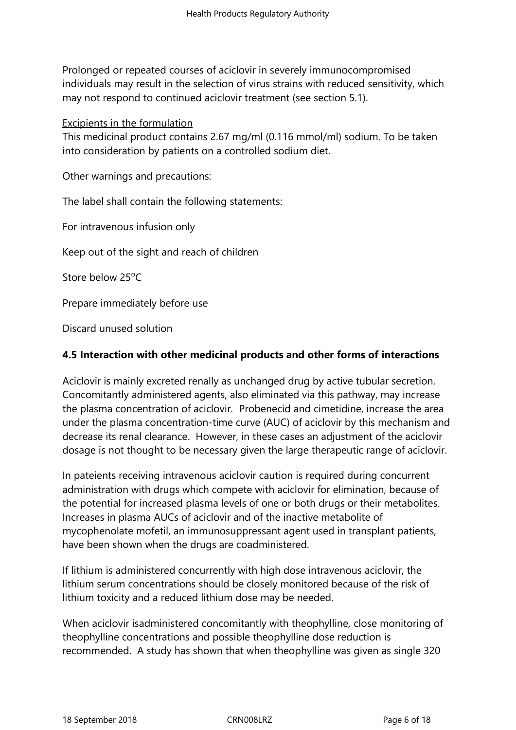Prolonged or repeated courses of aciclovir in severely immunocompromised individuals may result in the selection of virus strains with reduced sensitivity, which may not respond to continued aciclovir treatment (see section 5.1).

<u>Excipients in the formulation</u>
This medicinal product contains 2.67 mg/ml (0.116 mmol/ml) sodium. To be taken into consideration by patients on a controlled sodium diet.

Other warnings and precautions:

The label shall contain the following statements:

For intravenous infusion only

Keep out of the sight and reach of children

Store below 25°C

Prepare immediately before use

Discard unused solution

## 4.5 Interaction with other medicinal products and other forms of interactions

Aciclovir is mainly excreted renally as unchanged drug by active tubular secretion. Concomitantly administered agents, also eliminated via this pathway, may increase the plasma concentration of aciclovir. Probenecid and cimetidine, increase the area under the plasma concentration-time curve (AUC) of aciclovir by this mechanism and decrease its renal clearance. However, in these cases an adjustment of the aciclovir dosage is not thought to be necessary given the large therapeutic range of aciclovir.

In pateients receiving intravenous aciclovir caution is required during concurrent administration with drugs which compete with aciclovir for elimination, because of the potential for increased plasma levels of one or both drugs or their metabolites. Increases in plasma AUCs of aciclovir and of the inactive metabolite of mycophenolate mofetil, an immunosuppressant agent used in transplant patients, have been shown when the drugs are coadministered.

If lithium is administered concurrently with high dose intravenous aciclovir, the lithium serum concentrations should be closely monitored because of the risk of lithium toxicity and a reduced lithium dose may be needed.

When aciclovir isadministered concomitantly with theophylline, close monitoring of theophylline concentrations and possible theophylline dose reduction is recommended. A study has shown that when theophylline was given as single 320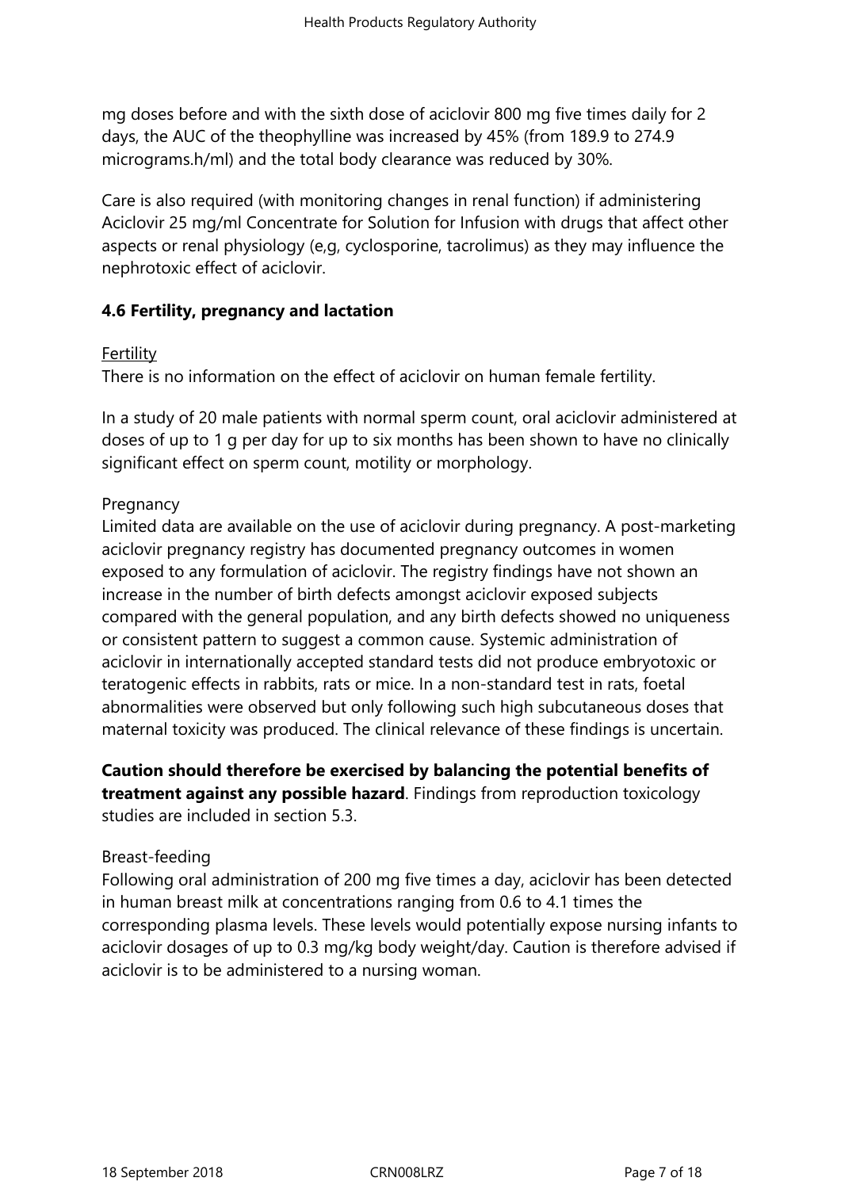mg doses before and with the sixth dose of aciclovir 800 mg five times daily for 2 days, the AUC of the theophylline was increased by 45% (from 189.9 to 274.9 micrograms.h/ml) and the total body clearance was reduced by 30%.

Care is also required (with monitoring changes in renal function) if administering Aciclovir 25 mg/ml Concentrate for Solution for Infusion with drugs that affect other aspects or renal physiology (e,g, cyclosporine, tacrolimus) as they may influence the nephrotoxic effect of aciclovir.

### 4.6 Fertility, pregnancy and lactation

Fertility
There is no information on the effect of aciclovir on human female fertility.

In a study of 20 male patients with normal sperm count, oral aciclovir administered at doses of up to 1 g per day for up to six months has been shown to have no clinically significant effect on sperm count, motility or morphology.

Pregnancy
Limited data are available on the use of aciclovir during pregnancy. A post-marketing aciclovir pregnancy registry has documented pregnancy outcomes in women exposed to any formulation of aciclovir. The registry findings have not shown an increase in the number of birth defects amongst aciclovir exposed subjects compared with the general population, and any birth defects showed no uniqueness or consistent pattern to suggest a common cause. Systemic administration of aciclovir in internationally accepted standard tests did not produce embryotoxic or teratogenic effects in rabbits, rats or mice. In a non-standard test in rats, foetal abnormalities were observed but only following such high subcutaneous doses that maternal toxicity was produced. The clinical relevance of these findings is uncertain.

**Caution should therefore be exercised by balancing the potential benefits of treatment against any possible hazard**. Findings from reproduction toxicology studies are included in section 5.3.

Breast-feeding
Following oral administration of 200 mg five times a day, aciclovir has been detected in human breast milk at concentrations ranging from 0.6 to 4.1 times the corresponding plasma levels. These levels would potentially expose nursing infants to aciclovir dosages of up to 0.3 mg/kg body weight/day. Caution is therefore advised if aciclovir is to be administered to a nursing woman.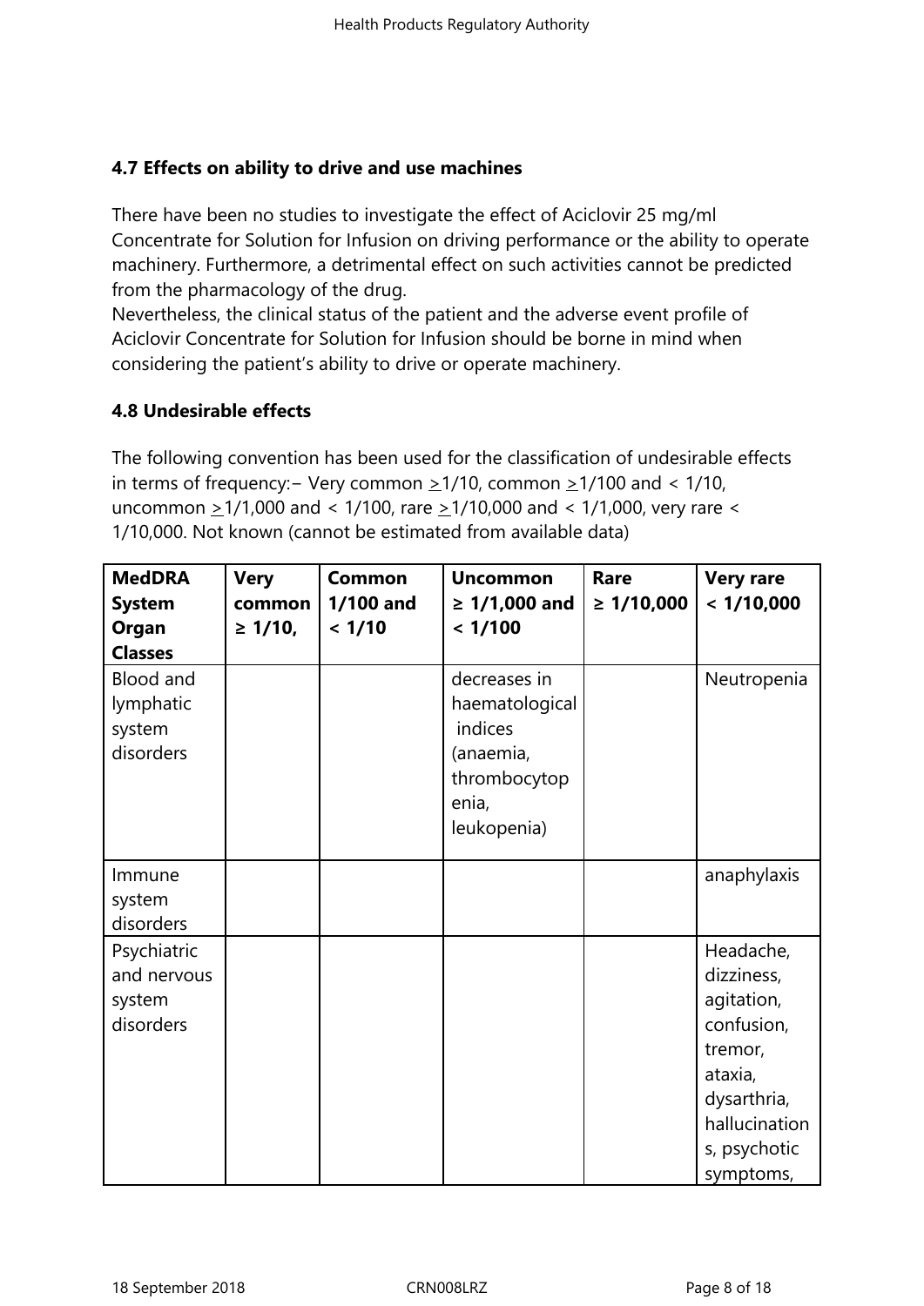### 4.7 Effects on ability to drive and use machines

There have been no studies to investigate the effect of Aciclovir 25 mg/ml Concentrate for Solution for Infusion on driving performance or the ability to operate machinery. Furthermore, a detrimental effect on such activities cannot be predicted from the pharmacology of the drug.
Nevertheless, the clinical status of the patient and the adverse event profile of Aciclovir Concentrate for Solution for Infusion should be borne in mind when considering the patient's ability to drive or operate machinery.

### 4.8 Undesirable effects

The following convention has been used for the classification of undesirable effects in terms of frequency:− Very common ≥1/10, common ≥1/100 and < 1/10, uncommon ≥1/1,000 and < 1/100, rare ≥1/10,000 and < 1/1,000, very rare < 1/10,000. Not known (cannot be estimated from available data)

| MedDRA System Organ Classes | Very common ≥ 1/10, | Common 1/100 and < 1/10 | Uncommon ≥ 1/1,000 and < 1/100 | Rare ≥ 1/10,000 | Very rare < 1/10,000 |
|---|---|---|---|---|---|
| Blood and lymphatic system disorders | | | decreases in haematological indices (anaemia, thrombocytopenia, leukopenia) | | Neutropenia |
| Immune system disorders | | | | | anaphylaxis |
| Psychiatric and nervous system disorders | | | | | Headache, dizziness, agitation, confusion, tremor, ataxia, dysarthria, hallucinations, psychotic symptoms, |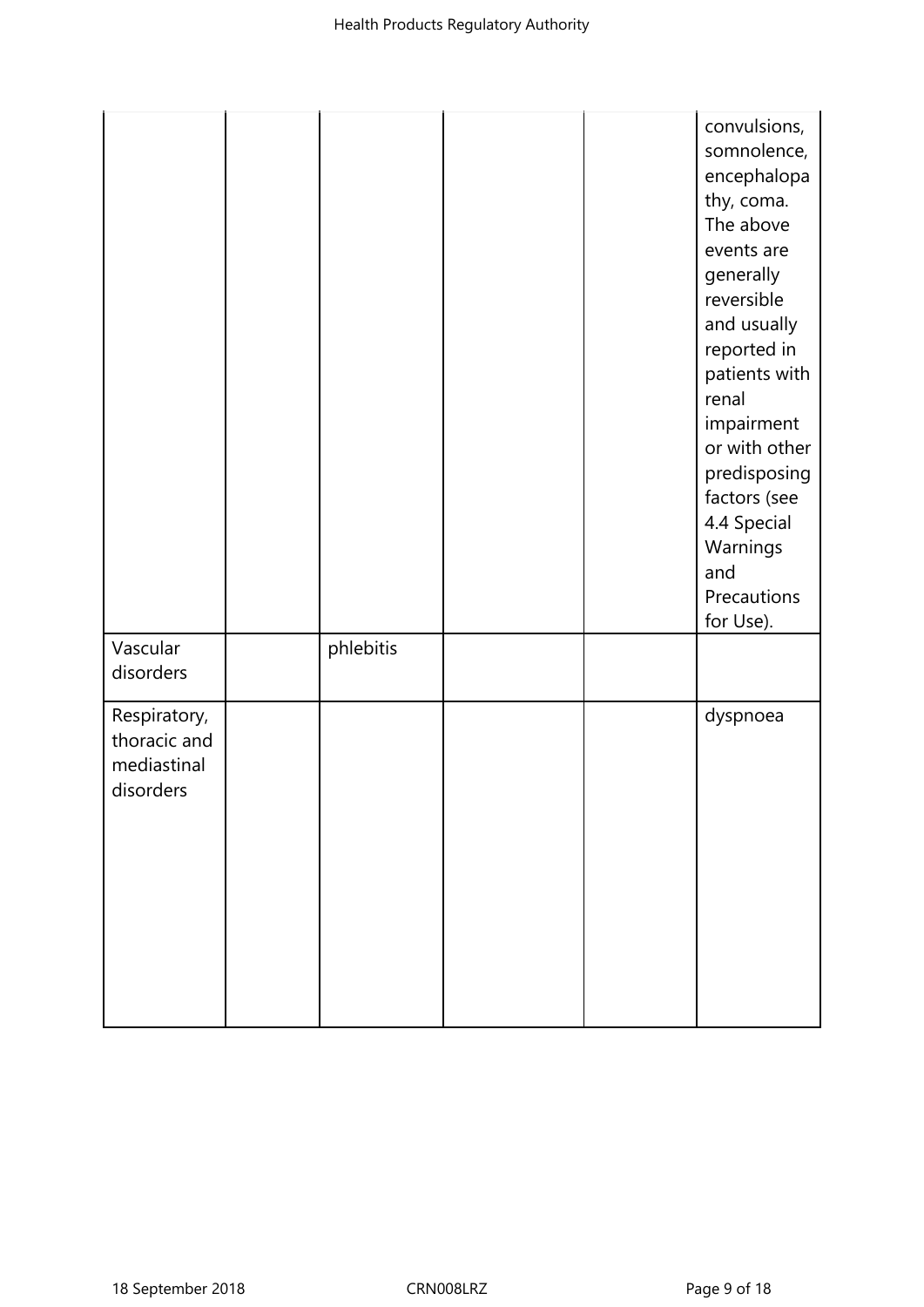| | | | | | |
|---|---|---|---|---|---|
| | | | | | convulsions, somnolence, encephalopathy, coma. The above events are generally reversible and usually reported in patients with renal impairment or with other predisposing factors (see 4.4 Special Warnings and Precautions for Use). |
| Vascular disorders | | phlebitis | | | |
| Respiratory, thoracic and mediastinal disorders | | | | | dyspnoea |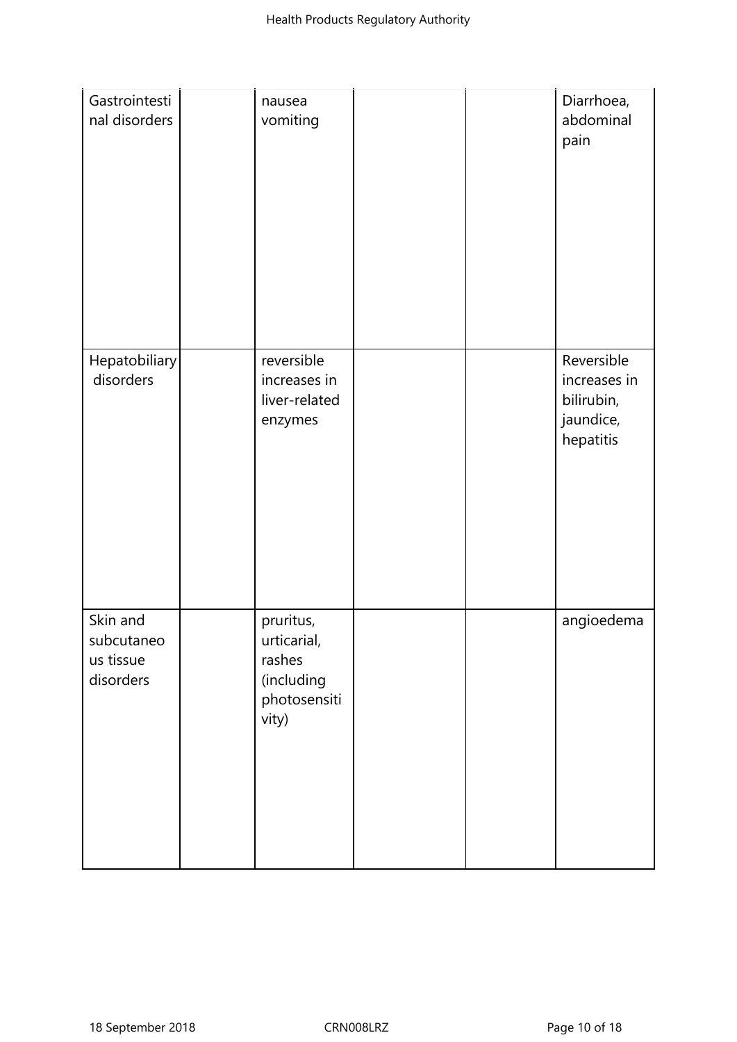| | | | | | |
|---|---|---|---|---|---|
| Gastrointestinal disorders | | nausea vomiting | | | Diarrhoea, abdominal pain |
| Hepatobiliary disorders | | reversible increases in liver-related enzymes | | | Reversible increases in bilirubin, jaundice, hepatitis |
| Skin and subcutaneous tissue disorders | | pruritus, urticarial, rashes (including photosensitivity) | | | angioedema |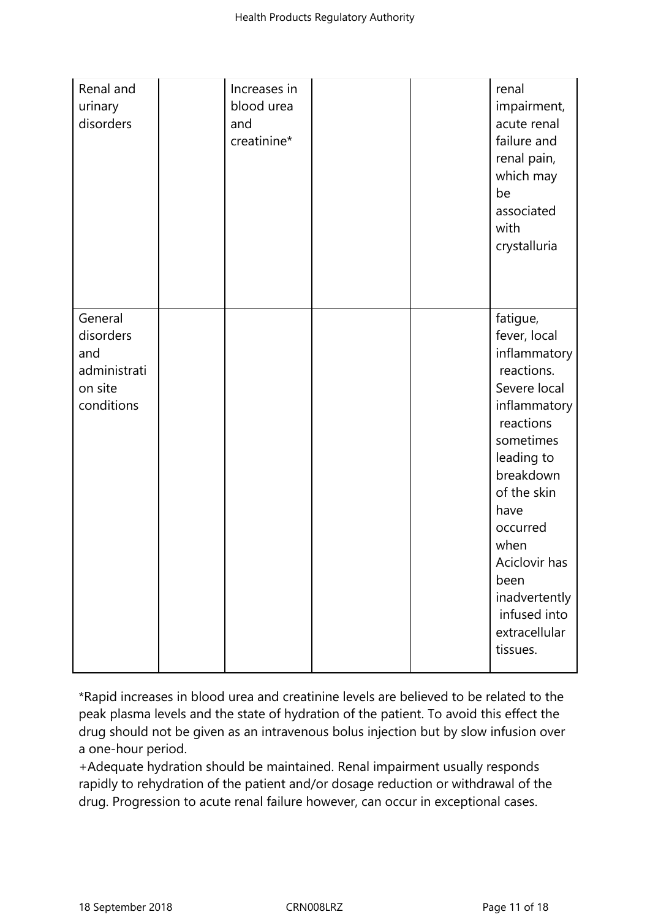| | | | | | |
|---|---|---|---|---|---|
| Renal and urinary disorders | | Increases in blood urea and creatinine* | | | renal impairment, acute renal failure and renal pain, which may be associated with crystalluria |
| General disorders and administration site conditions | | | | | fatigue, fever, local inflammatory reactions. Severe local inflammatory reactions sometimes leading to breakdown of the skin have occurred when Aciclovir has been inadvertently infused into extracellular tissues. |

*Rapid increases in blood urea and creatinine levels are believed to be related to the peak plasma levels and the state of hydration of the patient. To avoid this effect the drug should not be given as an intravenous bolus injection but by slow infusion over a one-hour period.

+Adequate hydration should be maintained. Renal impairment usually responds rapidly to rehydration of the patient and/or dosage reduction or withdrawal of the drug. Progression to acute renal failure however, can occur in exceptional cases.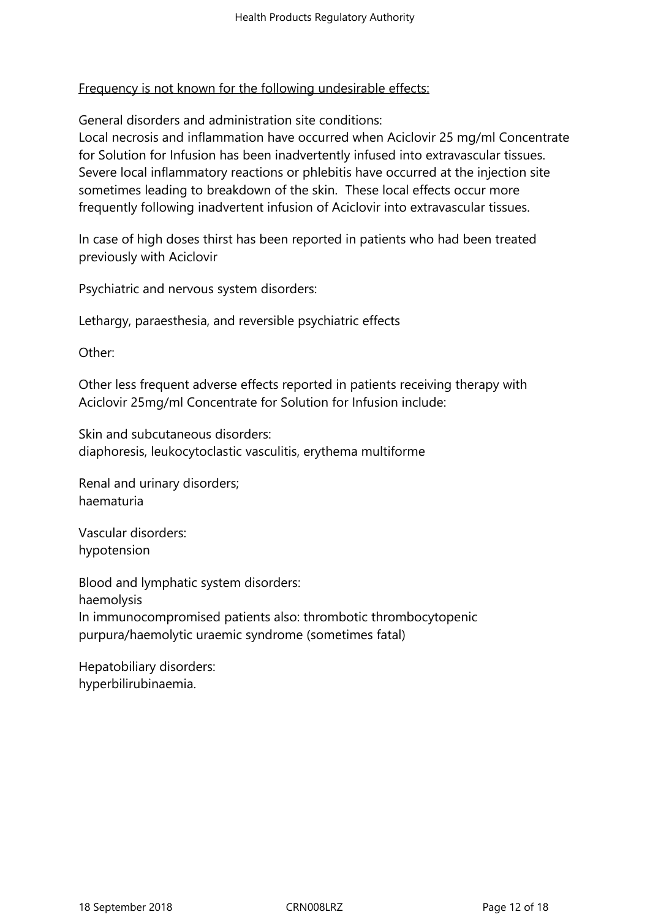<u>Frequency is not known for the following undesirable effects:</u>

General disorders and administration site conditions:
Local necrosis and inflammation have occurred when Aciclovir 25 mg/ml Concentrate for Solution for Infusion has been inadvertently infused into extravascular tissues. Severe local inflammatory reactions or phlebitis have occurred at the injection site sometimes leading to breakdown of the skin. These local effects occur more frequently following inadvertent infusion of Aciclovir into extravascular tissues.

In case of high doses thirst has been reported in patients who had been treated previously with Aciclovir

Psychiatric and nervous system disorders:

Lethargy, paraesthesia, and reversible psychiatric effects

Other:

Other less frequent adverse effects reported in patients receiving therapy with Aciclovir 25mg/ml Concentrate for Solution for Infusion include:

Skin and subcutaneous disorders:
diaphoresis, leukocytoclastic vasculitis, erythema multiforme

Renal and urinary disorders;
haematuria

Vascular disorders:
hypotension

Blood and lymphatic system disorders:
haemolysis
In immunocompromised patients also: thrombotic thrombocytopenic purpura/haemolytic uraemic syndrome (sometimes fatal)

Hepatobiliary disorders:
hyperbilirubinaemia.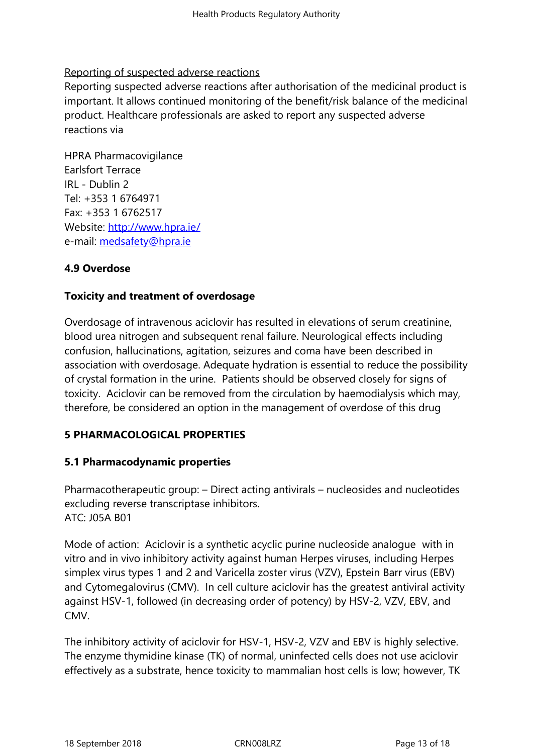Reporting of suspected adverse reactions

Reporting suspected adverse reactions after authorisation of the medicinal product is important. It allows continued monitoring of the benefit/risk balance of the medicinal product. Healthcare professionals are asked to report any suspected adverse reactions via

HPRA Pharmacovigilance
Earlsfort Terrace
IRL - Dublin 2
Tel: +353 1 6764971
Fax: +353 1 6762517
Website: http://www.hpra.ie/
e-mail: medsafety@hpra.ie

### 4.9 Overdose

**Toxicity and treatment of overdosage**

Overdosage of intravenous aciclovir has resulted in elevations of serum creatinine, blood urea nitrogen and subsequent renal failure. Neurological effects including confusion, hallucinations, agitation, seizures and coma have been described in association with overdosage. Adequate hydration is essential to reduce the possibility of crystal formation in the urine. Patients should be observed closely for signs of toxicity. Aciclovir can be removed from the circulation by haemodialysis which may, therefore, be considered an option in the management of overdose of this drug

## 5 PHARMACOLOGICAL PROPERTIES

### 5.1 Pharmacodynamic properties

Pharmacotherapeutic group: – Direct acting antivirals – nucleosides and nucleotides excluding reverse transcriptase inhibitors.
ATC: J05A B01

Mode of action: Aciclovir is a synthetic acyclic purine nucleoside analogue with in vitro and in vivo inhibitory activity against human Herpes viruses, including Herpes simplex virus types 1 and 2 and Varicella zoster virus (VZV), Epstein Barr virus (EBV) and Cytomegalovirus (CMV). In cell culture aciclovir has the greatest antiviral activity against HSV-1, followed (in decreasing order of potency) by HSV-2, VZV, EBV, and CMV.

The inhibitory activity of aciclovir for HSV-1, HSV-2, VZV and EBV is highly selective. The enzyme thymidine kinase (TK) of normal, uninfected cells does not use aciclovir effectively as a substrate, hence toxicity to mammalian host cells is low; however, TK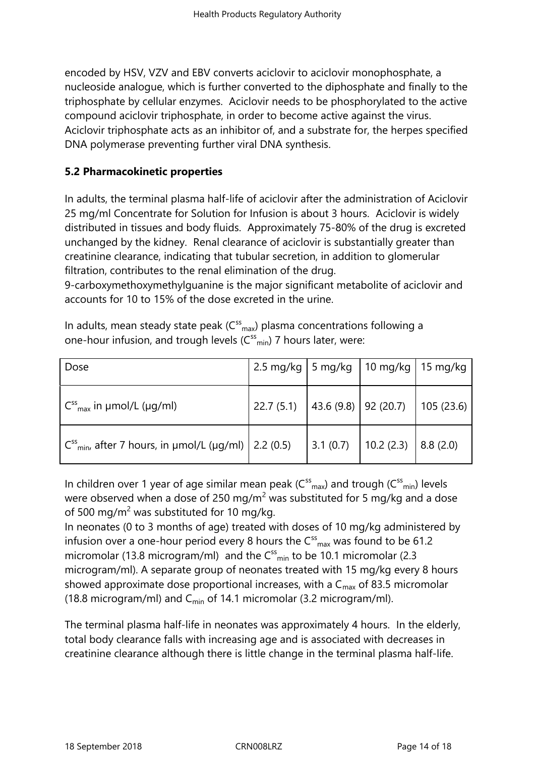encoded by HSV, VZV and EBV converts aciclovir to aciclovir monophosphate, a nucleoside analogue, which is further converted to the diphosphate and finally to the triphosphate by cellular enzymes. Aciclovir needs to be phosphorylated to the active compound aciclovir triphosphate, in order to become active against the virus. Aciclovir triphosphate acts as an inhibitor of, and a substrate for, the herpes specified DNA polymerase preventing further viral DNA synthesis.

**5.2 Pharmacokinetic properties**

In adults, the terminal plasma half-life of aciclovir after the administration of Aciclovir 25 mg/ml Concentrate for Solution for Infusion is about 3 hours. Aciclovir is widely distributed in tissues and body fluids. Approximately 75-80% of the drug is excreted unchanged by the kidney. Renal clearance of aciclovir is substantially greater than creatinine clearance, indicating that tubular secretion, in addition to glomerular filtration, contributes to the renal elimination of the drug.
9-carboxymethoxymethylguanine is the major significant metabolite of aciclovir and accounts for 10 to 15% of the dose excreted in the urine.

In adults, mean steady state peak ($C^{ss}_{max}$) plasma concentrations following a one-hour infusion, and trough levels ($C^{ss}_{min}$) 7 hours later, were:

| Dose | 2.5 mg/kg | 5 mg/kg | 10 mg/kg | 15 mg/kg |
|---|---|---|---|---|
| $C^{ss}_{max}$ in µmol/L (µg/ml) | 22.7 (5.1) | 43.6 (9.8) | 92 (20.7) | 105 (23.6) |
| $C^{ss}_{min}$, after 7 hours, in µmol/L (µg/ml) | 2.2 (0.5) | 3.1 (0.7) | 10.2 (2.3) | 8.8 (2.0) |

In children over 1 year of age similar mean peak ($C^{ss}_{max}$) and trough ($C^{ss}_{min}$) levels were observed when a dose of 250 mg/m$^2$ was substituted for 5 mg/kg and a dose of 500 mg/m$^2$ was substituted for 10 mg/kg.
In neonates (0 to 3 months of age) treated with doses of 10 mg/kg administered by infusion over a one-hour period every 8 hours the $C^{ss}_{max}$ was found to be 61.2 micromolar (13.8 microgram/ml) and the $C^{ss}_{min}$ to be 10.1 micromolar (2.3 microgram/ml). A separate group of neonates treated with 15 mg/kg every 8 hours showed approximate dose proportional increases, with a $C_{max}$ of 83.5 micromolar (18.8 microgram/ml) and $C_{min}$ of 14.1 micromolar (3.2 microgram/ml).

The terminal plasma half-life in neonates was approximately 4 hours. In the elderly, total body clearance falls with increasing age and is associated with decreases in creatinine clearance although there is little change in the terminal plasma half-life.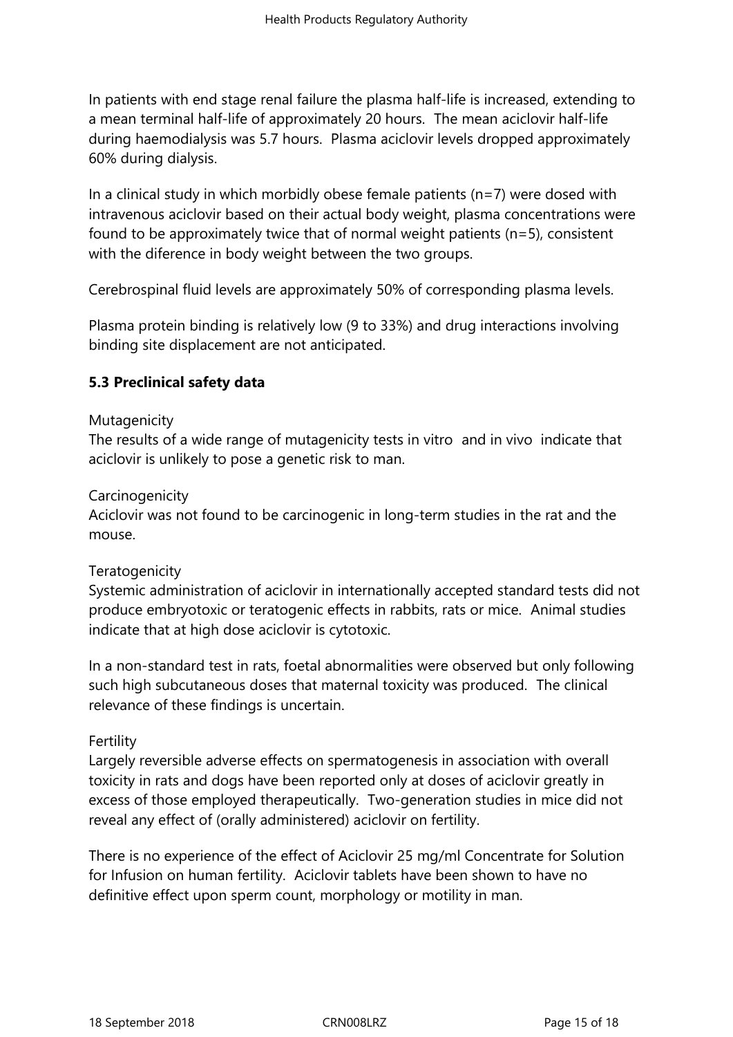In patients with end stage renal failure the plasma half-life is increased, extending to a mean terminal half-life of approximately 20 hours. The mean aciclovir half-life during haemodialysis was 5.7 hours. Plasma aciclovir levels dropped approximately 60% during dialysis.

In a clinical study in which morbidly obese female patients (n=7) were dosed with intravenous aciclovir based on their actual body weight, plasma concentrations were found to be approximately twice that of normal weight patients (n=5), consistent with the diference in body weight between the two groups.

Cerebrospinal fluid levels are approximately 50% of corresponding plasma levels.

Plasma protein binding is relatively low (9 to 33%) and drug interactions involving binding site displacement are not anticipated.

**5.3 Preclinical safety data**

Mutagenicity
The results of a wide range of mutagenicity tests in vitro and in vivo indicate that aciclovir is unlikely to pose a genetic risk to man.

Carcinogenicity
Aciclovir was not found to be carcinogenic in long-term studies in the rat and the mouse.

Teratogenicity
Systemic administration of aciclovir in internationally accepted standard tests did not produce embryotoxic or teratogenic effects in rabbits, rats or mice. Animal studies indicate that at high dose aciclovir is cytotoxic.

In a non-standard test in rats, foetal abnormalities were observed but only following such high subcutaneous doses that maternal toxicity was produced. The clinical relevance of these findings is uncertain.

Fertility
Largely reversible adverse effects on spermatogenesis in association with overall toxicity in rats and dogs have been reported only at doses of aciclovir greatly in excess of those employed therapeutically. Two-generation studies in mice did not reveal any effect of (orally administered) aciclovir on fertility.

There is no experience of the effect of Aciclovir 25 mg/ml Concentrate for Solution for Infusion on human fertility. Aciclovir tablets have been shown to have no definitive effect upon sperm count, morphology or motility in man.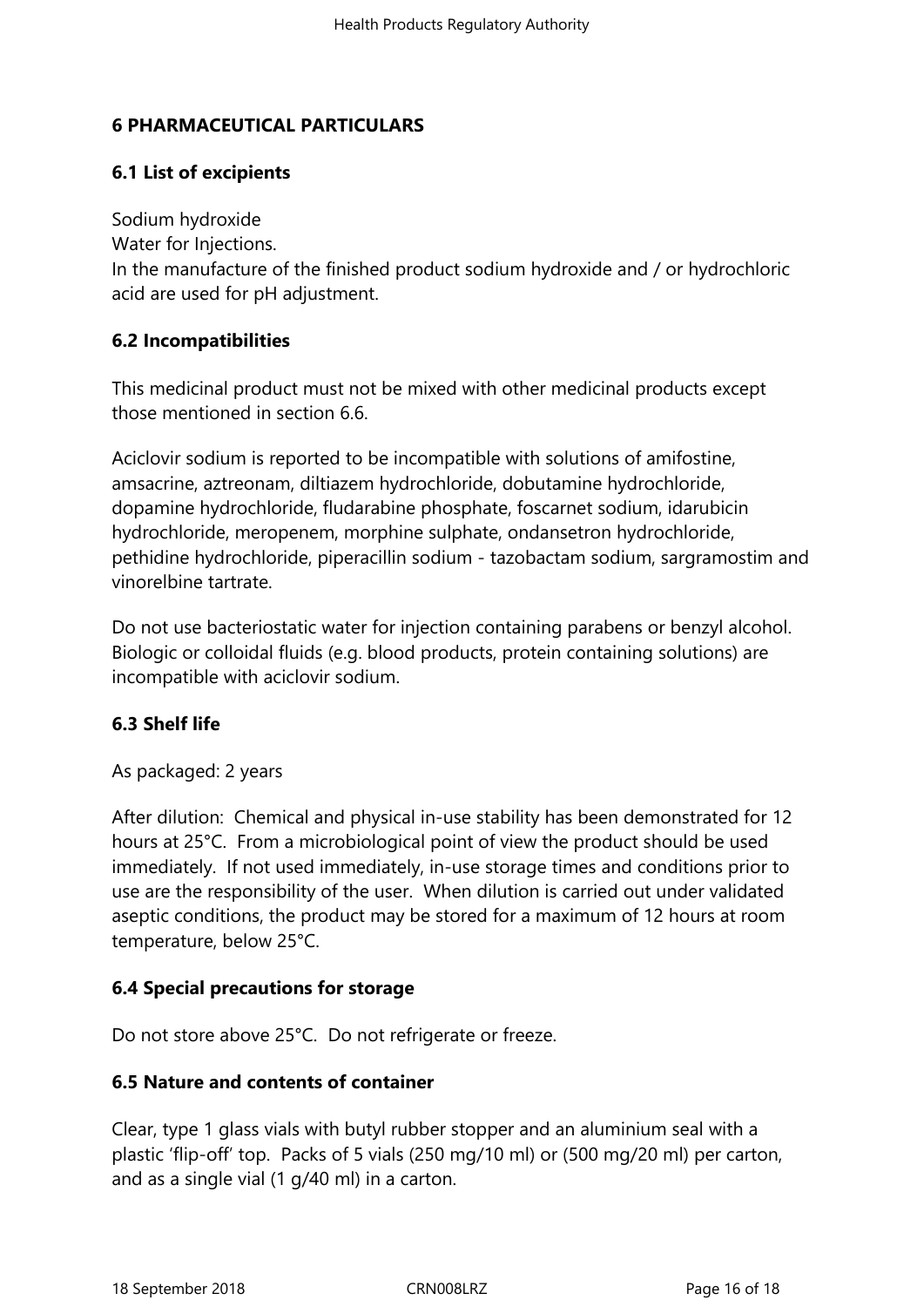## 6 PHARMACEUTICAL PARTICULARS

### 6.1 List of excipients

Sodium hydroxide
Water for Injections.
In the manufacture of the finished product sodium hydroxide and / or hydrochloric acid are used for pH adjustment.

### 6.2 Incompatibilities

This medicinal product must not be mixed with other medicinal products except those mentioned in section 6.6.

Aciclovir sodium is reported to be incompatible with solutions of amifostine, amsacrine, aztreonam, diltiazem hydrochloride, dobutamine hydrochloride, dopamine hydrochloride, fludarabine phosphate, foscarnet sodium, idarubicin hydrochloride, meropenem, morphine sulphate, ondansetron hydrochloride, pethidine hydrochloride, piperacillin sodium - tazobactam sodium, sargramostim and vinorelbine tartrate.

Do not use bacteriostatic water for injection containing parabens or benzyl alcohol. Biologic or colloidal fluids (e.g. blood products, protein containing solutions) are incompatible with aciclovir sodium.

### 6.3 Shelf life

As packaged: 2 years

After dilution: Chemical and physical in-use stability has been demonstrated for 12 hours at 25°C. From a microbiological point of view the product should be used immediately. If not used immediately, in-use storage times and conditions prior to use are the responsibility of the user. When dilution is carried out under validated aseptic conditions, the product may be stored for a maximum of 12 hours at room temperature, below 25°C.

### 6.4 Special precautions for storage

Do not store above 25°C. Do not refrigerate or freeze.

### 6.5 Nature and contents of container

Clear, type 1 glass vials with butyl rubber stopper and an aluminium seal with a plastic 'flip-off' top. Packs of 5 vials (250 mg/10 ml) or (500 mg/20 ml) per carton, and as a single vial (1 g/40 ml) in a carton.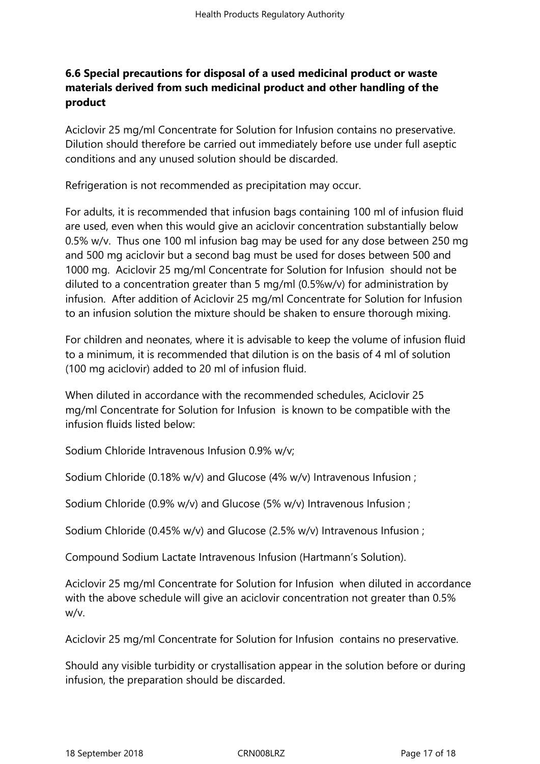## 6.6 Special precautions for disposal of a used medicinal product or waste materials derived from such medicinal product and other handling of the product

Aciclovir 25 mg/ml Concentrate for Solution for Infusion contains no preservative. Dilution should therefore be carried out immediately before use under full aseptic conditions and any unused solution should be discarded.

Refrigeration is not recommended as precipitation may occur.

For adults, it is recommended that infusion bags containing 100 ml of infusion fluid are used, even when this would give an aciclovir concentration substantially below 0.5% w/v. Thus one 100 ml infusion bag may be used for any dose between 250 mg and 500 mg aciclovir but a second bag must be used for doses between 500 and 1000 mg. Aciclovir 25 mg/ml Concentrate for Solution for Infusion should not be diluted to a concentration greater than 5 mg/ml (0.5%w/v) for administration by infusion. After addition of Aciclovir 25 mg/ml Concentrate for Solution for Infusion to an infusion solution the mixture should be shaken to ensure thorough mixing.

For children and neonates, where it is advisable to keep the volume of infusion fluid to a minimum, it is recommended that dilution is on the basis of 4 ml of solution (100 mg aciclovir) added to 20 ml of infusion fluid.

When diluted in accordance with the recommended schedules, Aciclovir 25 mg/ml Concentrate for Solution for Infusion is known to be compatible with the infusion fluids listed below:

Sodium Chloride Intravenous Infusion 0.9% w/v;

Sodium Chloride (0.18% w/v) and Glucose (4% w/v) Intravenous Infusion ;

Sodium Chloride (0.9% w/v) and Glucose (5% w/v) Intravenous Infusion ;

Sodium Chloride (0.45% w/v) and Glucose (2.5% w/v) Intravenous Infusion ;

Compound Sodium Lactate Intravenous Infusion (Hartmann's Solution).

Aciclovir 25 mg/ml Concentrate for Solution for Infusion when diluted in accordance with the above schedule will give an aciclovir concentration not greater than 0.5% w/v.

Aciclovir 25 mg/ml Concentrate for Solution for Infusion contains no preservative.

Should any visible turbidity or crystallisation appear in the solution before or during infusion, the preparation should be discarded.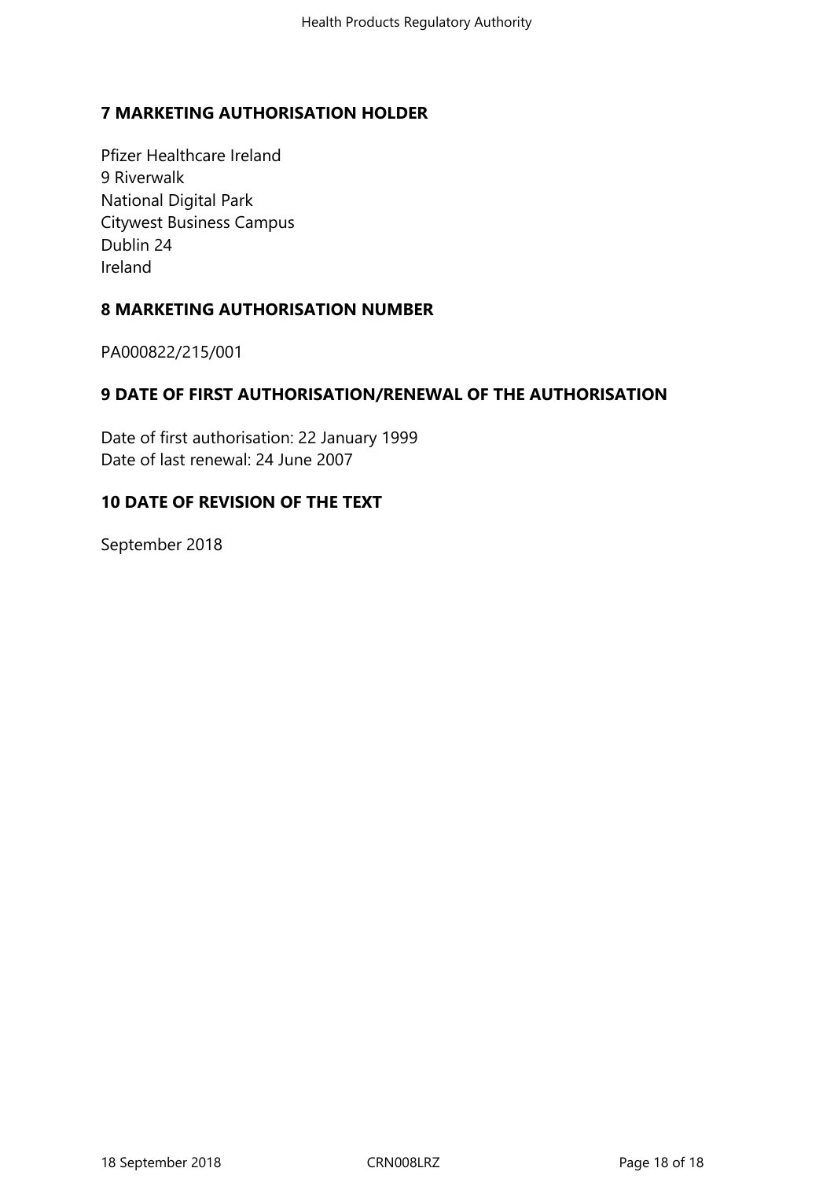## 7 MARKETING AUTHORISATION HOLDER

Pfizer Healthcare Ireland
9 Riverwalk
National Digital Park
Citywest Business Campus
Dublin 24
Ireland

## 8 MARKETING AUTHORISATION NUMBER

PA000822/215/001

## 9 DATE OF FIRST AUTHORISATION/RENEWAL OF THE AUTHORISATION

Date of first authorisation: 22 January 1999
Date of last renewal: 24 June 2007

## 10 DATE OF REVISION OF THE TEXT

September 2018